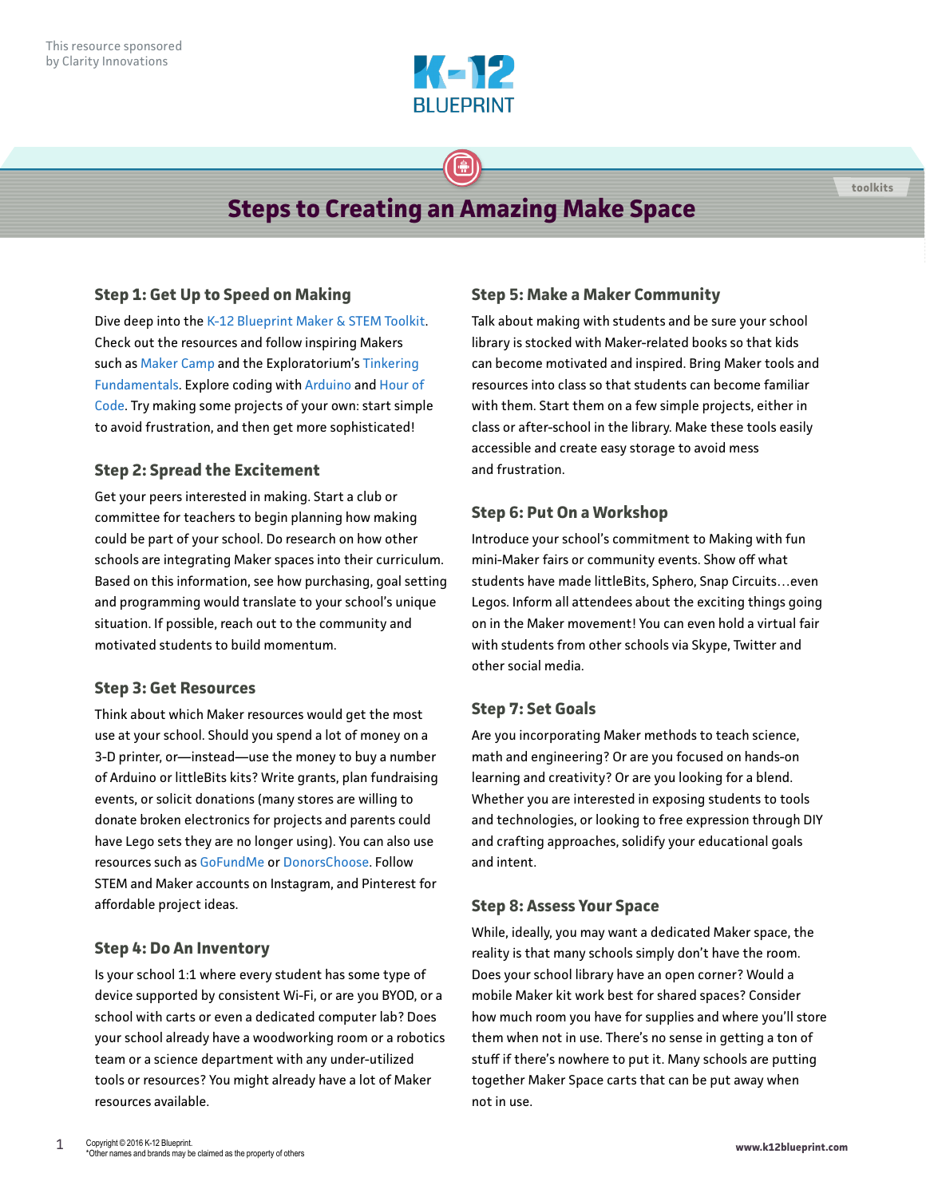This resource sponsored by Clarity Innovations

K-12 BLUEPRINT

toolkits

# Steps to Creating an Amazing Make Space

## Step 1: Get Up to Speed on Making

Dive deep into the K-12 Blueprint Maker & STEM Toolkit. Check out the resources and follow inspiring Makers such as Maker Camp and the Exploratorium's Tinkering Fundamentals. Explore coding with Arduino and Hour of Code. Try making some projects of your own: start simple to avoid frustration, and then get more sophisticated!

## Step 2: Spread the Excitement

Get your peers interested in making. Start a club or committee for teachers to begin planning how making could be part of your school. Do research on how other schools are integrating Maker spaces into their curriculum. Based on this information, see how purchasing, goal setting and programming would translate to your school's unique situation. If possible, reach out to the community and motivated students to build momentum.

## Step 3: Get Resources

Think about which Maker resources would get the most use at your school. Should you spend a lot of money on a 3-D printer, or—instead—use the money to buy a number of Arduino or littleBits kits? Write grants, plan fundraising events, or solicit donations (many stores are willing to donate broken electronics for projects and parents could have Lego sets they are no longer using). You can also use resources such as GoFundMe or DonorsChoose. Follow STEM and Maker accounts on Instagram, and Pinterest for affordable project ideas.

## Step 4: Do An Inventory

Is your school 1:1 where every student has some type of device supported by consistent Wi-Fi, or are you BYOD, or a school with carts or even a dedicated computer lab? Does your school already have a woodworking room or a robotics team or a science department with any under-utilized tools or resources? You might already have a lot of Maker resources available.

## Step 5: Make a Maker Community

Talk about making with students and be sure your school library is stocked with Maker-related books so that kids can become motivated and inspired. Bring Maker tools and resources into class so that students can become familiar with them. Start them on a few simple projects, either in class or after-school in the library. Make these tools easily accessible and create easy storage to avoid mess and frustration.

## Step 6: Put On a Workshop

Introduce your school's commitment to Making with fun mini-Maker fairs or community events. Show off what students have made littleBits, Sphero, Snap Circuits…even Legos. Inform all attendees about the exciting things going on in the Maker movement! You can even hold a virtual fair with students from other schools via Skype, Twitter and other social media.

## Step 7: Set Goals

Are you incorporating Maker methods to teach science, math and engineering? Or are you focused on hands-on learning and creativity? Or are you looking for a blend. Whether you are interested in exposing students to tools and technologies, or looking to free expression through DIY and crafting approaches, solidify your educational goals and intent.

## Step 8: Assess Your Space

While, ideally, you may want a dedicated Maker space, the reality is that many schools simply don't have the room. Does your school library have an open corner? Would a mobile Maker kit work best for shared spaces? Consider how much room you have for supplies and where you'll store them when not in use. There's no sense in getting a ton of stuff if there's nowhere to put it. Many schools are putting together Maker Space carts that can be put away when not in use.

Copyright © 2016 K-12 Blueprint.
*Other names and brands may be claimed as the property of others

www.k12blueprint.com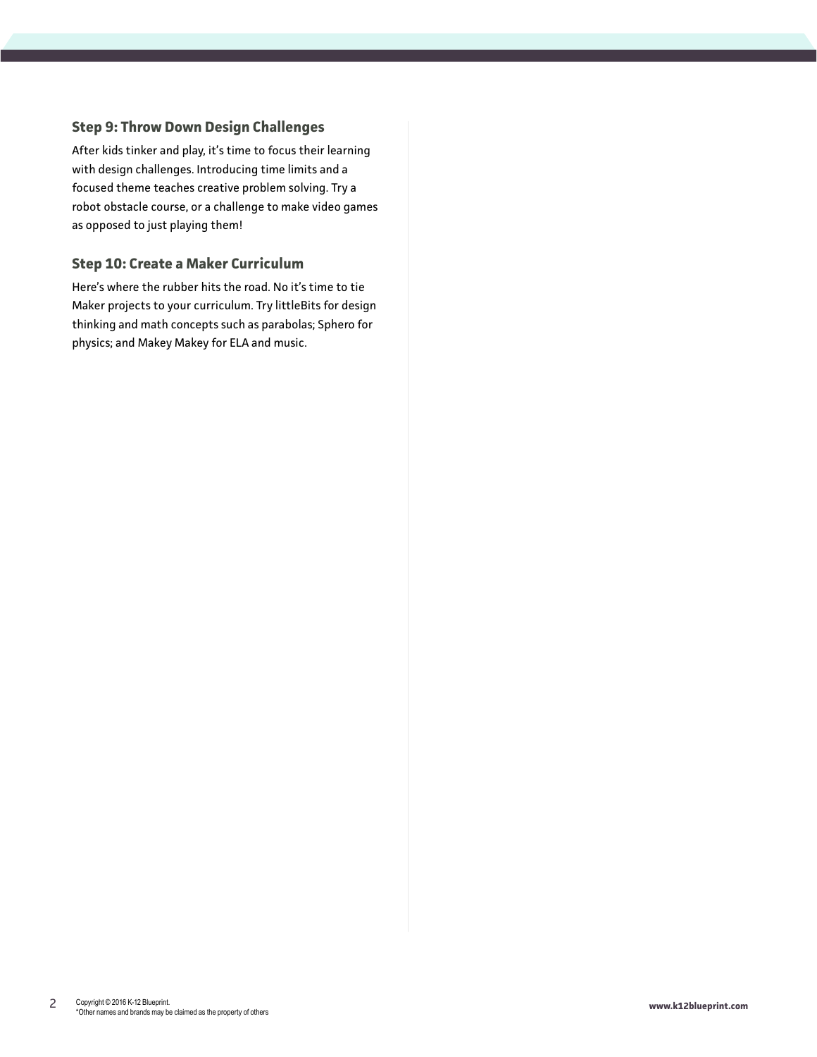### Step 9: Throw Down Design Challenges

After kids tinker and play, it's time to focus their learning with design challenges. Introducing time limits and a focused theme teaches creative problem solving. Try a robot obstacle course, or a challenge to make video games as opposed to just playing them!

### Step 10: Create a Maker Curriculum

Here's where the rubber hits the road. No it's time to tie Maker projects to your curriculum. Try littleBits for design thinking and math concepts such as parabolas; Sphero for physics; and Makey Makey for ELA and music.